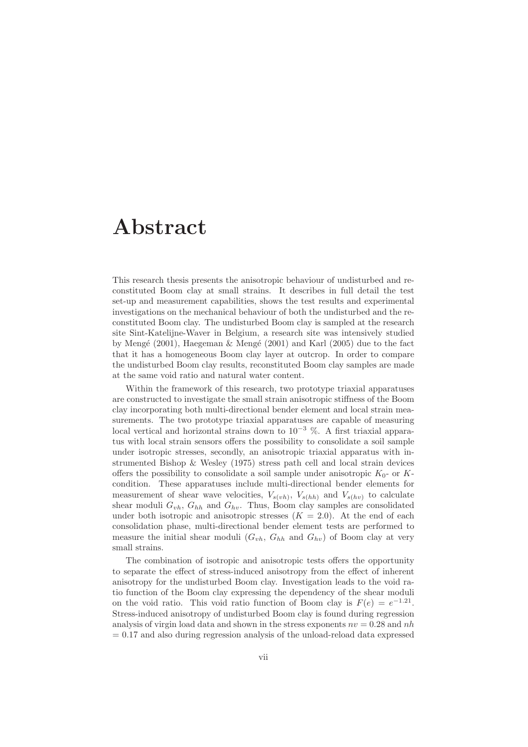# Abstract

This research thesis presents the anisotropic behaviour of undisturbed and reconstituted Boom clay at small strains. It describes in full detail the test set-up and measurement capabilities, shows the test results and experimental investigations on the mechanical behaviour of both the undisturbed and the reconstituted Boom clay. The undisturbed Boom clay is sampled at the research site Sint-Katelijne-Waver in Belgium, a research site was intensively studied by Mengé (2001), Haegeman & Mengé (2001) and Karl (2005) due to the fact that it has a homogeneous Boom clay layer at outcrop. In order to compare the undisturbed Boom clay results, reconstituted Boom clay samples are made at the same void ratio and natural water content.

Within the framework of this research, two prototype triaxial apparatuses are constructed to investigate the small strain anisotropic stiffness of the Boom clay incorporating both multi-directional bender element and local strain measurements. The two prototype triaxial apparatuses are capable of measuring local vertical and horizontal strains down to $10^{-3}$ %. A first triaxial apparatus with local strain sensors offers the possibility to consolidate a soil sample under isotropic stresses, secondly, an anisotropic triaxial apparatus with instrumented Bishop & Wesley (1975) stress path cell and local strain devices offers the possibility to consolidate a soil sample under anisotropic $K_0$- or $K$-condition. These apparatuses include multi-directional bender elements for measurement of shear wave velocities, $V_{s(vh)}$, $V_{s(hh)}$ and $V_{s(hv)}$ to calculate shear moduli $G_{vh}$, $G_{hh}$ and $G_{hv}$. Thus, Boom clay samples are consolidated under both isotropic and anisotropic stresses ($K = 2.0$). At the end of each consolidation phase, multi-directional bender element tests are performed to measure the initial shear moduli ($G_{vh}$, $G_{hh}$ and $G_{hv}$) of Boom clay at very small strains.

The combination of isotropic and anisotropic tests offers the opportunity to separate the effect of stress-induced anisotropy from the effect of inherent anisotropy for the undisturbed Boom clay. Investigation leads to the void ratio function of the Boom clay expressing the dependency of the shear moduli on the void ratio. This void ratio function of Boom clay is $F(e) = e^{-1.21}$. Stress-induced anisotropy of undisturbed Boom clay is found during regression analysis of virgin load data and shown in the stress exponents $nv = 0.28$ and $nh = 0.17$ and also during regression analysis of the unload-reload data expressed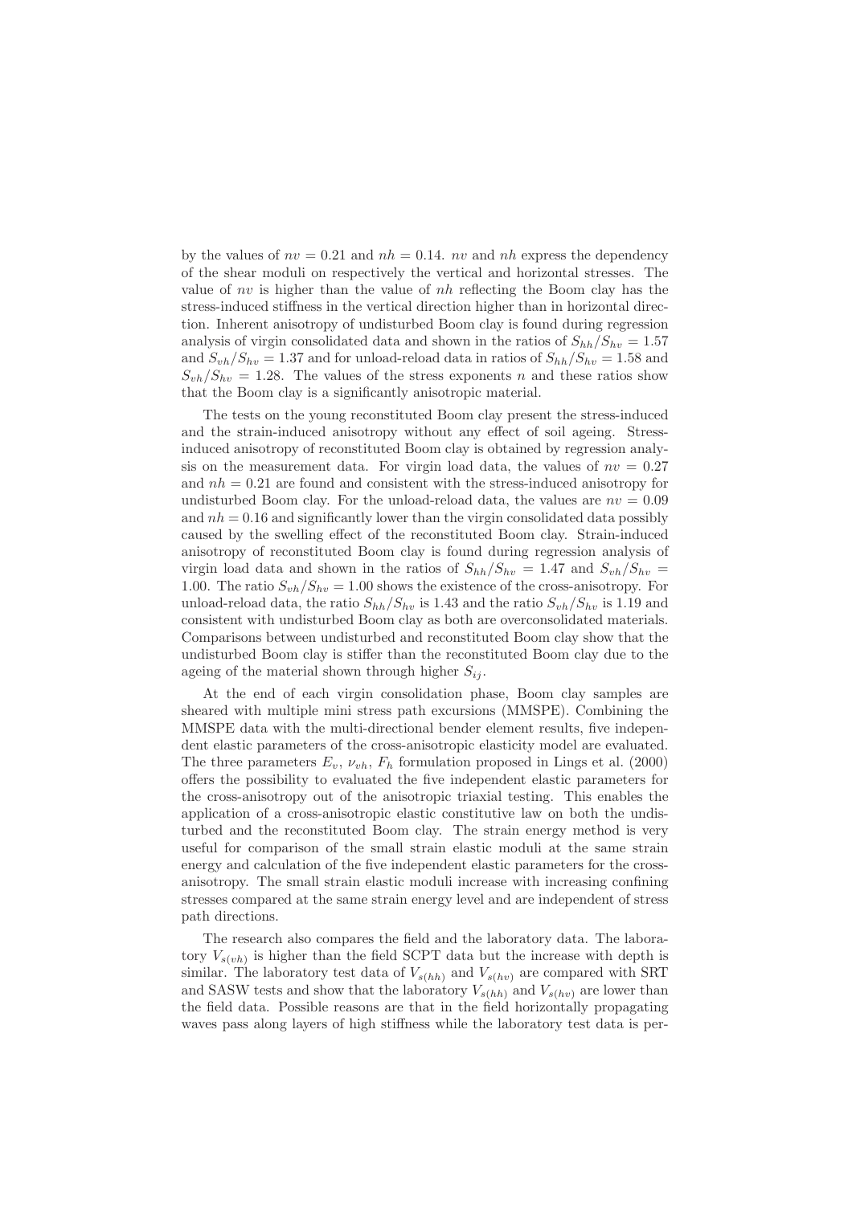by the values of $nv = 0.21$ and $nh = 0.14$. $nv$ and $nh$ express the dependency of the shear moduli on respectively the vertical and horizontal stresses. The value of $nv$ is higher than the value of $nh$ reflecting the Boom clay has the stress-induced stiffness in the vertical direction higher than in horizontal direction. Inherent anisotropy of undisturbed Boom clay is found during regression analysis of virgin consolidated data and shown in the ratios of $S_{hh}/S_{hv} = 1.57$ and $S_{vh}/S_{hv} = 1.37$ and for unload-reload data in ratios of $S_{hh}/S_{hv} = 1.58$ and $S_{vh}/S_{hv} = 1.28$. The values of the stress exponents $n$ and these ratios show that the Boom clay is a significantly anisotropic material.

The tests on the young reconstituted Boom clay present the stress-induced and the strain-induced anisotropy without any effect of soil ageing. Stress-induced anisotropy of reconstituted Boom clay is obtained by regression analysis on the measurement data. For virgin load data, the values of $nv = 0.27$ and $nh = 0.21$ are found and consistent with the stress-induced anisotropy for undisturbed Boom clay. For the unload-reload data, the values are $nv = 0.09$ and $nh = 0.16$ and significantly lower than the virgin consolidated data possibly caused by the swelling effect of the reconstituted Boom clay. Strain-induced anisotropy of reconstituted Boom clay is found during regression analysis of virgin load data and shown in the ratios of $S_{hh}/S_{hv} = 1.47$ and $S_{vh}/S_{hv} = 1.00$. The ratio $S_{vh}/S_{hv} = 1.00$ shows the existence of the cross-anisotropy. For unload-reload data, the ratio $S_{hh}/S_{hv}$ is 1.43 and the ratio $S_{vh}/S_{hv}$ is 1.19 and consistent with undisturbed Boom clay as both are overconsolidated materials. Comparisons between undisturbed and reconstituted Boom clay show that the undisturbed Boom clay is stiffer than the reconstituted Boom clay due to the ageing of the material shown through higher $S_{ij}$.

At the end of each virgin consolidation phase, Boom clay samples are sheared with multiple mini stress path excursions (MMSPE). Combining the MMSPE data with the multi-directional bender element results, five independent elastic parameters of the cross-anisotropic elasticity model are evaluated. The three parameters $E_v$, $\nu_{vh}$, $F_h$ formulation proposed in Lings et al. (2000) offers the possibility to evaluated the five independent elastic parameters for the cross-anisotropy out of the anisotropic triaxial testing. This enables the application of a cross-anisotropic elastic constitutive law on both the undisturbed and the reconstituted Boom clay. The strain energy method is very useful for comparison of the small strain elastic moduli at the same strain energy and calculation of the five independent elastic parameters for the cross-anisotropy. The small strain elastic moduli increase with increasing confining stresses compared at the same strain energy level and are independent of stress path directions.

The research also compares the field and the laboratory data. The laboratory $V_{s(vh)}$ is higher than the field SCPT data but the increase with depth is similar. The laboratory test data of $V_{s(hh)}$ and $V_{s(hv)}$ are compared with SRT and SASW tests and show that the laboratory $V_{s(hh)}$ and $V_{s(hv)}$ are lower than the field data. Possible reasons are that in the field horizontally propagating waves pass along layers of high stiffness while the laboratory test data is per-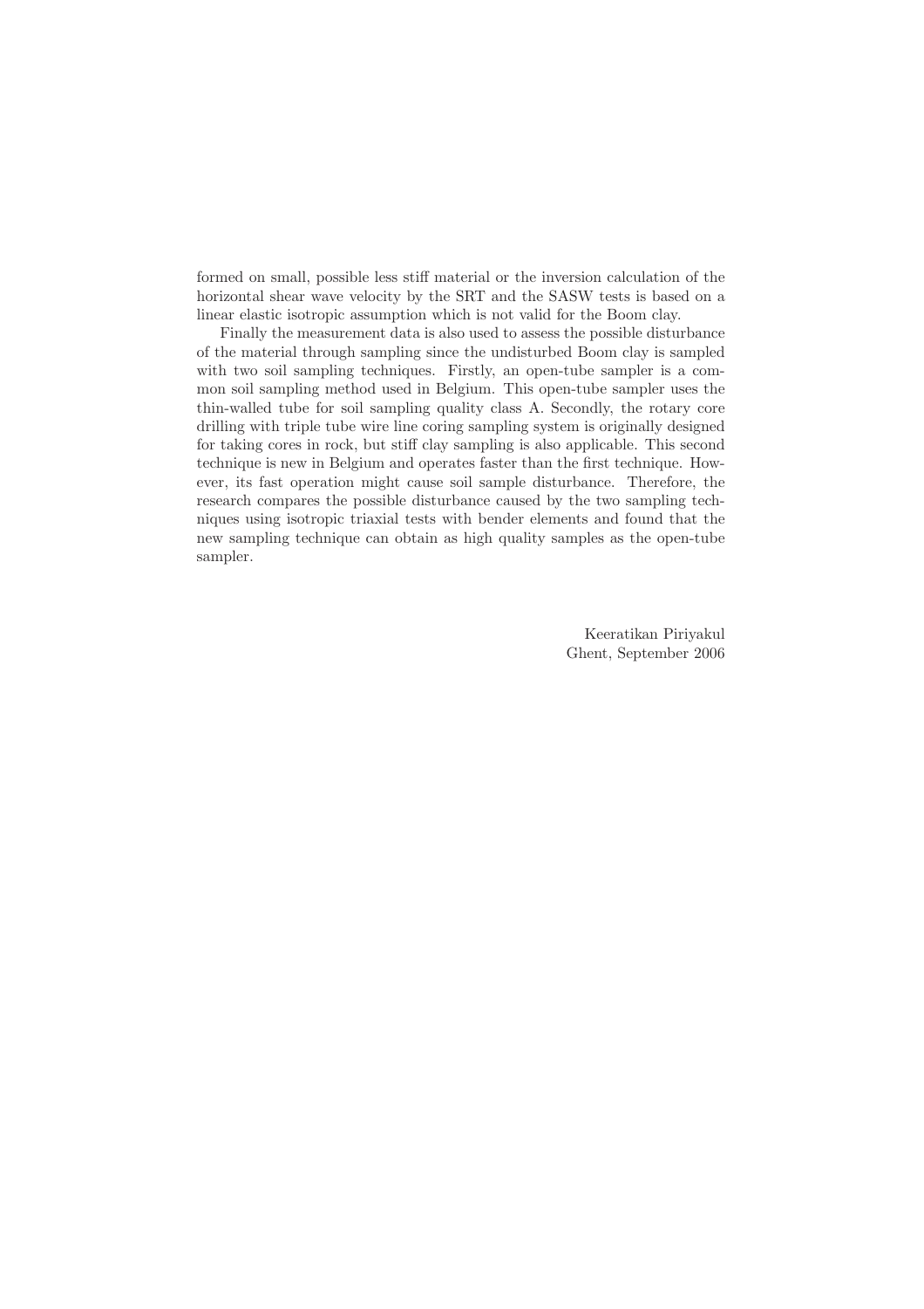formed on small, possible less stiff material or the inversion calculation of the horizontal shear wave velocity by the SRT and the SASW tests is based on a linear elastic isotropic assumption which is not valid for the Boom clay.

Finally the measurement data is also used to assess the possible disturbance of the material through sampling since the undisturbed Boom clay is sampled with two soil sampling techniques. Firstly, an open-tube sampler is a common soil sampling method used in Belgium. This open-tube sampler uses the thin-walled tube for soil sampling quality class A. Secondly, the rotary core drilling with triple tube wire line coring sampling system is originally designed for taking cores in rock, but stiff clay sampling is also applicable. This second technique is new in Belgium and operates faster than the first technique. However, its fast operation might cause soil sample disturbance. Therefore, the research compares the possible disturbance caused by the two sampling techniques using isotropic triaxial tests with bender elements and found that the new sampling technique can obtain as high quality samples as the open-tube sampler.

Keeratikan Piriyakul
Ghent, September 2006